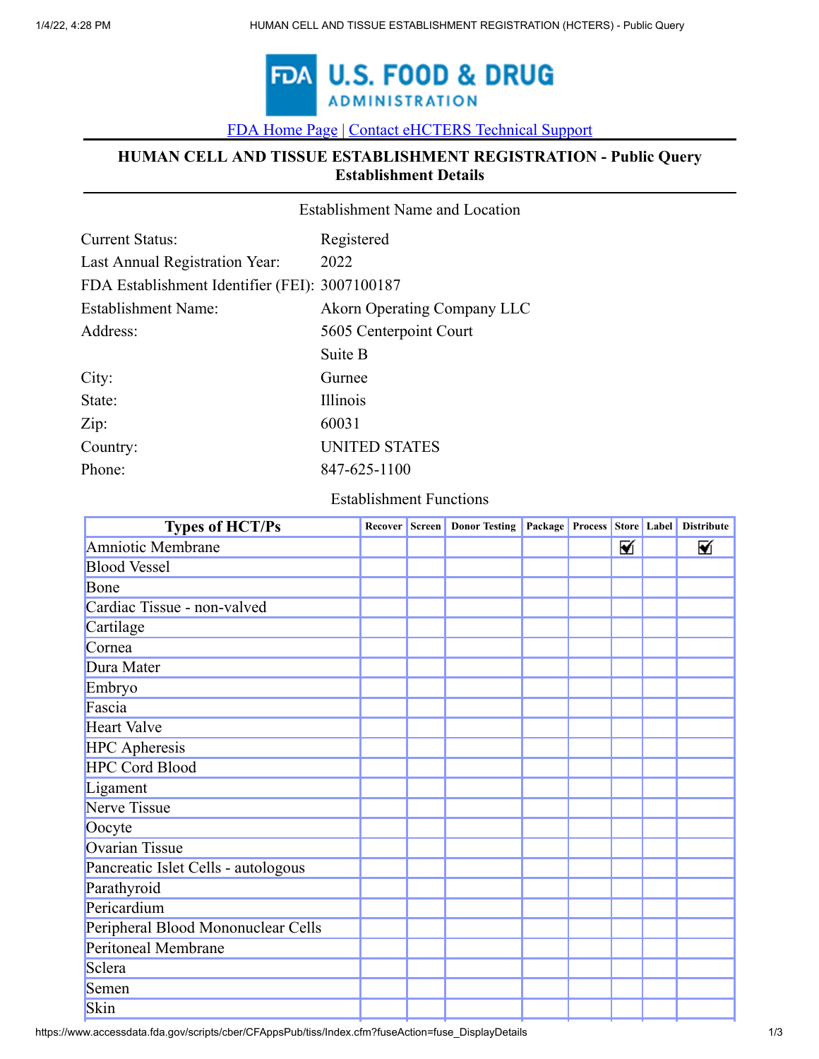FDA U.S. FOOD & DRUG ADMINISTRATION

FDA Home Page | Contact eHCTERS Technical Support

## HUMAN CELL AND TISSUE ESTABLISHMENT REGISTRATION - Public Query
## Establishment Details

Establishment Name and Location

| | |
|---|---|
| Current Status: | Registered |
| Last Annual Registration Year: | 2022 |
| FDA Establishment Identifier (FEI): | 3007100187 |
| Establishment Name: | Akorn Operating Company LLC |
| Address: | 5605 Centerpoint Court<br>Suite B |
| City: | Gurnee |
| State: | Illinois |
| Zip: | 60031 |
| Country: | UNITED STATES |
| Phone: | 847-625-1100 |

Establishment Functions

| Types of HCT/Ps | Recover | Screen | Donor Testing | Package | Process | Store | Label | Distribute |
|---|---|---|---|---|---|---|---|---|
| Amniotic Membrane | | | | | | ☑ | | ☑ |
| Blood Vessel | | | | | | | | |
| Bone | | | | | | | | |
| Cardiac Tissue - non-valved | | | | | | | | |
| Cartilage | | | | | | | | |
| Cornea | | | | | | | | |
| Dura Mater | | | | | | | | |
| Embryo | | | | | | | | |
| Fascia | | | | | | | | |
| Heart Valve | | | | | | | | |
| HPC Apheresis | | | | | | | | |
| HPC Cord Blood | | | | | | | | |
| Ligament | | | | | | | | |
| Nerve Tissue | | | | | | | | |
| Oocyte | | | | | | | | |
| Ovarian Tissue | | | | | | | | |
| Pancreatic Islet Cells - autologous | | | | | | | | |
| Parathyroid | | | | | | | | |
| Pericardium | | | | | | | | |
| Peripheral Blood Mononuclear Cells | | | | | | | | |
| Peritoneal Membrane | | | | | | | | |
| Sclera | | | | | | | | |
| Semen | | | | | | | | |
| Skin | | | | | | | | |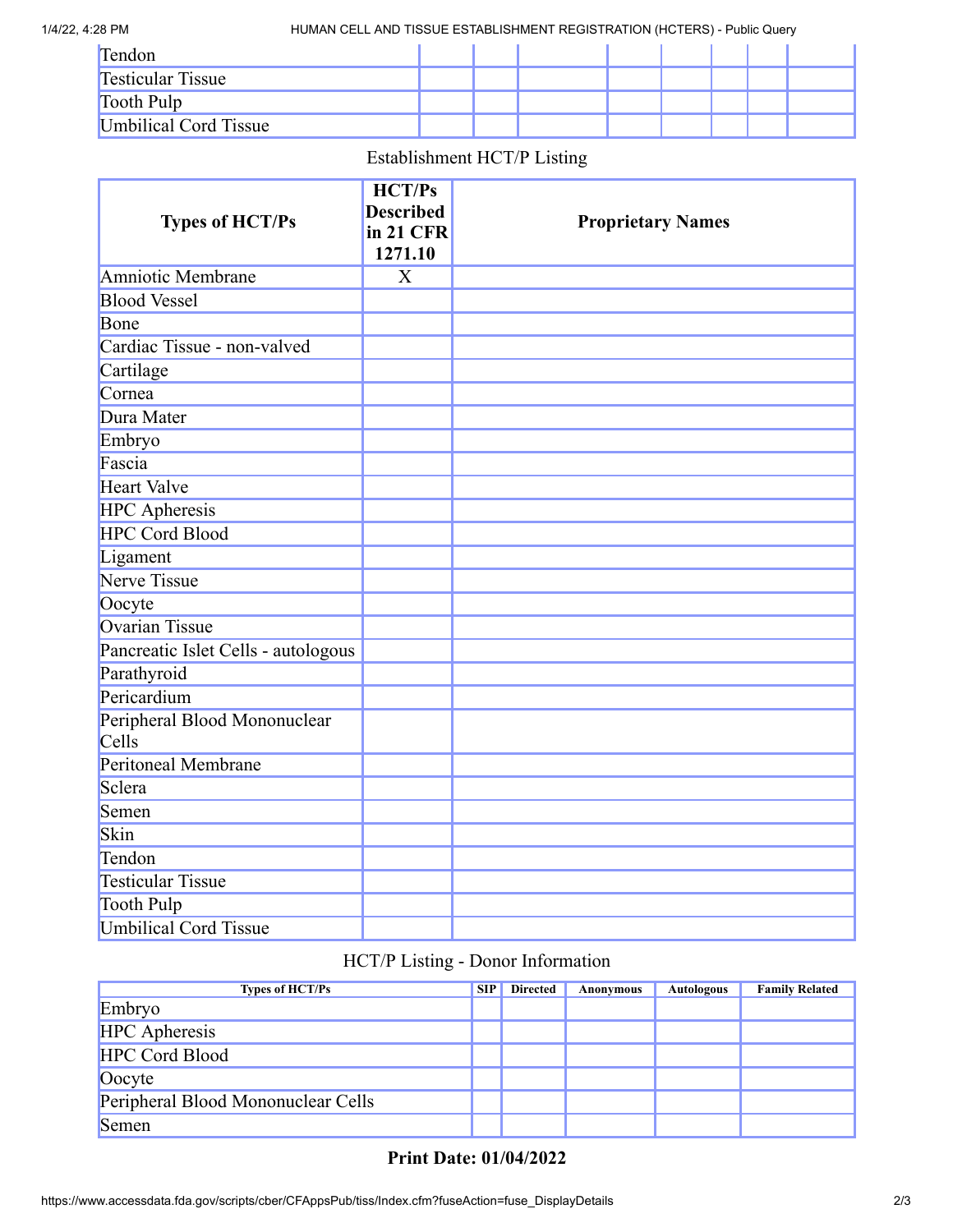| Tendon | | | | | | | | |
|---|---|---|---|---|---|---|---|---|
| Testicular Tissue | | | | | | | | |
| Tooth Pulp | | | | | | | | |
| Umbilical Cord Tissue | | | | | | | | |

Establishment HCT/P Listing

| Types of HCT/Ps | HCT/Ps Described in 21 CFR 1271.10 | Proprietary Names |
|---|---|---|
| Amniotic Membrane | X | |
| Blood Vessel | | |
| Bone | | |
| Cardiac Tissue - non-valved | | |
| Cartilage | | |
| Cornea | | |
| Dura Mater | | |
| Embryo | | |
| Fascia | | |
| Heart Valve | | |
| HPC Apheresis | | |
| HPC Cord Blood | | |
| Ligament | | |
| Nerve Tissue | | |
| Oocyte | | |
| Ovarian Tissue | | |
| Pancreatic Islet Cells - autologous | | |
| Parathyroid | | |
| Pericardium | | |
| Peripheral Blood Mononuclear Cells | | |
| Peritoneal Membrane | | |
| Sclera | | |
| Semen | | |
| Skin | | |
| Tendon | | |
| Testicular Tissue | | |
| Tooth Pulp | | |
| Umbilical Cord Tissue | | |

HCT/P Listing - Donor Information

| Types of HCT/Ps | SIP | Directed | Anonymous | Autologous | Family Related |
|---|---|---|---|---|---|
| Embryo | | | | | |
| HPC Apheresis | | | | | |
| HPC Cord Blood | | | | | |
| Oocyte | | | | | |
| Peripheral Blood Mononuclear Cells | | | | | |
| Semen | | | | | |

**Print Date: 01/04/2022**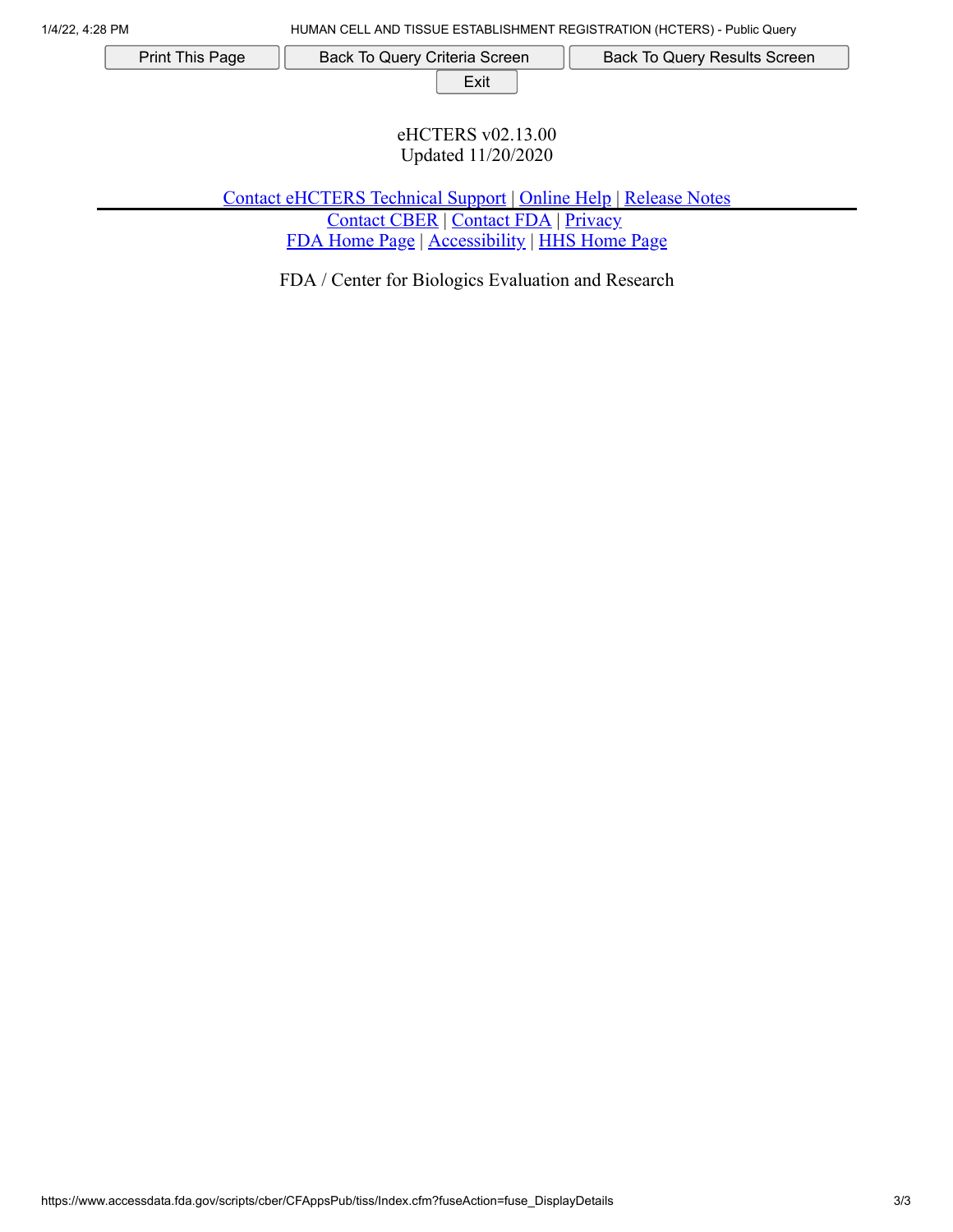Print This Page | Back To Query Criteria Screen | Back To Query Results Screen

Exit

eHCTERS v02.13.00
Updated 11/20/2020

Contact eHCTERS Technical Support | Online Help | Release Notes

---

Contact CBER | Contact FDA | Privacy
FDA Home Page | Accessibility | HHS Home Page

FDA / Center for Biologics Evaluation and Research